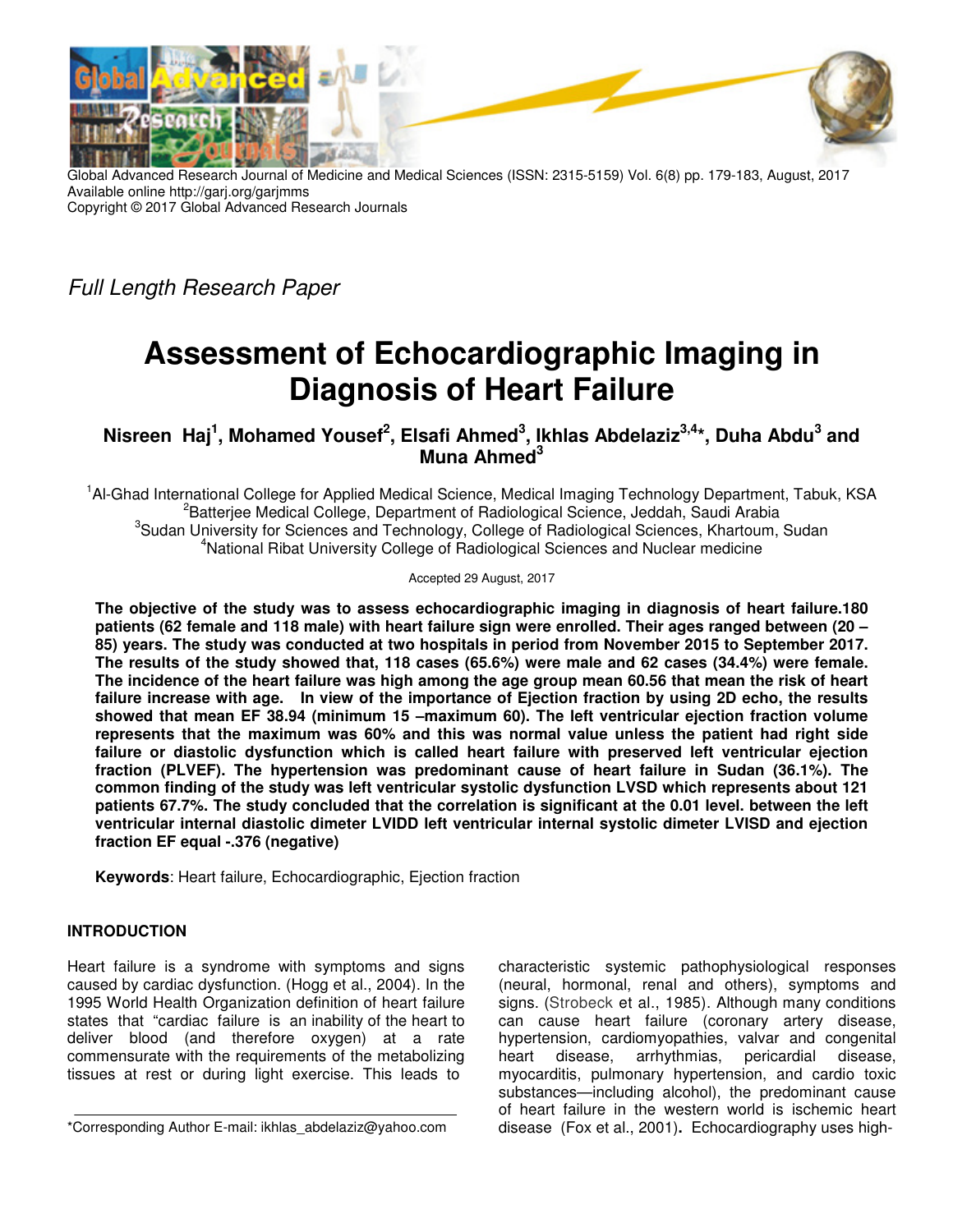Global Advanced Research Journal of Medicine and Medical Sciences (ISSN: 2315-5159) Vol. 6(8) pp. 179-183, August, 2017
Available online http://garj.org/garjmms
Copyright © 2017 Global Advanced Research Journals

*Full Length Research Paper*

# Assessment of Echocardiographic Imaging in Diagnosis of Heart Failure

**Nisreen Haj[1], Mohamed Yousef[2], Elsafi Ahmed[3], Ikhlas Abdelaziz[3,4]*, Duha Abdu[3] and Muna Ahmed[3]**

[1]Al-Ghad International College for Applied Medical Science, Medical Imaging Technology Department, Tabuk, KSA
[2]Batterjee Medical College, Department of Radiological Science, Jeddah, Saudi Arabia
[3]Sudan University for Sciences and Technology, College of Radiological Sciences, Khartoum, Sudan
[4]National Ribat University College of Radiological Sciences and Nuclear medicine

Accepted 29 August, 2017

**The objective of the study was to assess echocardiographic imaging in diagnosis of heart failure.180 patients (62 female and 118 male) with heart failure sign were enrolled. Their ages ranged between (20 – 85) years. The study was conducted at two hospitals in period from November 2015 to September 2017. The results of the study showed that, 118 cases (65.6%) were male and 62 cases (34.4%) were female. The incidence of the heart failure was high among the age group mean 60.56 that mean the risk of heart failure increase with age. In view of the importance of Ejection fraction by using 2D echo, the results showed that mean EF 38.94 (minimum 15 –maximum 60). The left ventricular ejection fraction volume represents that the maximum was 60% and this was normal value unless the patient had right side failure or diastolic dysfunction which is called heart failure with preserved left ventricular ejection fraction (PLVEF). The hypertension was predominant cause of heart failure in Sudan (36.1%). The common finding of the study was left ventricular systolic dysfunction LVSD which represents about 121 patients 67.7%. The study concluded that the correlation is significant at the 0.01 level. between the left ventricular internal diastolic dimeter LVIDD left ventricular internal systolic dimeter LVISD and ejection fraction EF equal -.376 (negative)**

**Keywords**: Heart failure, Echocardiographic, Ejection fraction

## INTRODUCTION

Heart failure is a syndrome with symptoms and signs caused by cardiac dysfunction. (Hogg et al., 2004). In the 1995 World Health Organization definition of heart failure states that "cardiac failure is an inability of the heart to deliver blood (and therefore oxygen) at a rate commensurate with the requirements of the metabolizing tissues at rest or during light exercise. This leads to characteristic systemic pathophysiological responses (neural, hormonal, renal and others), symptoms and signs. (Strobeck et al., 1985). Although many conditions can cause heart failure (coronary artery disease, hypertension, cardiomyopathies, valvar and congenital heart disease, arrhythmias, pericardial disease, myocarditis, pulmonary hypertension, and cardio toxic substances—including alcohol), the predominant cause of heart failure in the western world is ischemic heart disease (Fox et al., 2001). Echocardiography uses high-

*Corresponding Author E-mail: ikhlas_abdelaziz@yahoo.com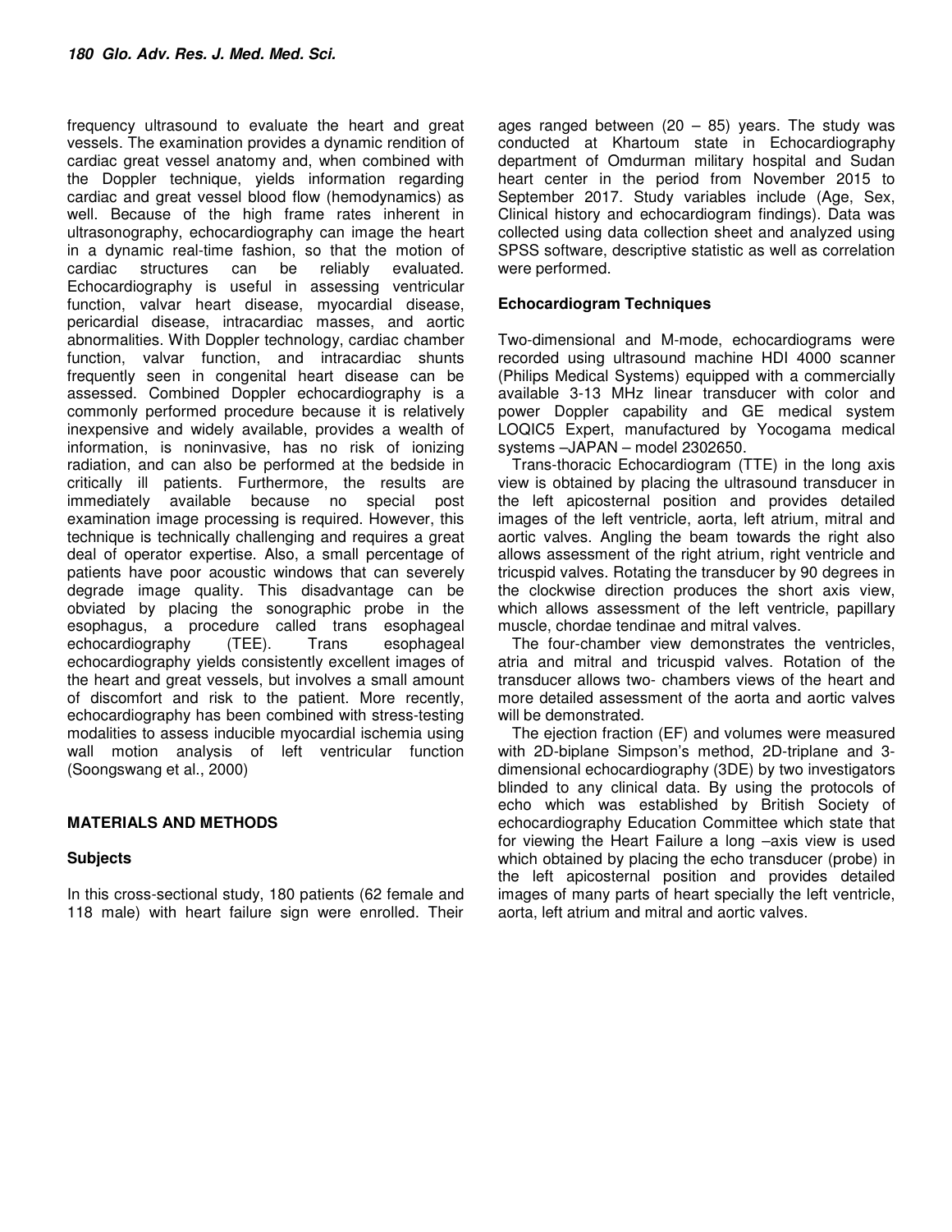frequency ultrasound to evaluate the heart and great vessels. The examination provides a dynamic rendition of cardiac great vessel anatomy and, when combined with the Doppler technique, yields information regarding cardiac and great vessel blood flow (hemodynamics) as well. Because of the high frame rates inherent in ultrasonography, echocardiography can image the heart in a dynamic real-time fashion, so that the motion of cardiac structures can be reliably evaluated. Echocardiography is useful in assessing ventricular function, valvar heart disease, myocardial disease, pericardial disease, intracardiac masses, and aortic abnormalities. With Doppler technology, cardiac chamber function, valvar function, and intracardiac shunts frequently seen in congenital heart disease can be assessed. Combined Doppler echocardiography is a commonly performed procedure because it is relatively inexpensive and widely available, provides a wealth of information, is noninvasive, has no risk of ionizing radiation, and can also be performed at the bedside in critically ill patients. Furthermore, the results are immediately available because no special post examination image processing is required. However, this technique is technically challenging and requires a great deal of operator expertise. Also, a small percentage of patients have poor acoustic windows that can severely degrade image quality. This disadvantage can be obviated by placing the sonographic probe in the esophagus, a procedure called trans esophageal echocardiography (TEE). Trans esophageal echocardiography yields consistently excellent images of the heart and great vessels, but involves a small amount of discomfort and risk to the patient. More recently, echocardiography has been combined with stress-testing modalities to assess inducible myocardial ischemia using wall motion analysis of left ventricular function (Soongswang et al., 2000)

## MATERIALS AND METHODS

### Subjects

In this cross-sectional study, 180 patients (62 female and 118 male) with heart failure sign were enrolled. Their ages ranged between (20 – 85) years. The study was conducted at Khartoum state in Echocardiography department of Omdurman military hospital and Sudan heart center in the period from November 2015 to September 2017. Study variables include (Age, Sex, Clinical history and echocardiogram findings). Data was collected using data collection sheet and analyzed using SPSS software, descriptive statistic as well as correlation were performed.

### Echocardiogram Techniques

Two-dimensional and M-mode, echocardiograms were recorded using ultrasound machine HDI 4000 scanner (Philips Medical Systems) equipped with a commercially available 3-13 MHz linear transducer with color and power Doppler capability and GE medical system LOQIC5 Expert, manufactured by Yocogama medical systems –JAPAN – model 2302650.

Trans-thoracic Echocardiogram (TTE) in the long axis view is obtained by placing the ultrasound transducer in the left apicosternal position and provides detailed images of the left ventricle, aorta, left atrium, mitral and aortic valves. Angling the beam towards the right also allows assessment of the right atrium, right ventricle and tricuspid valves. Rotating the transducer by 90 degrees in the clockwise direction produces the short axis view, which allows assessment of the left ventricle, papillary muscle, chordae tendinae and mitral valves.

The four-chamber view demonstrates the ventricles, atria and mitral and tricuspid valves. Rotation of the transducer allows two- chambers views of the heart and more detailed assessment of the aorta and aortic valves will be demonstrated.

The ejection fraction (EF) and volumes were measured with 2D-biplane Simpson's method, 2D-triplane and 3-dimensional echocardiography (3DE) by two investigators blinded to any clinical data. By using the protocols of echo which was established by British Society of echocardiography Education Committee which state that for viewing the Heart Failure a long –axis view is used which obtained by placing the echo transducer (probe) in the left apicosternal position and provides detailed images of many parts of heart specially the left ventricle, aorta, left atrium and mitral and aortic valves.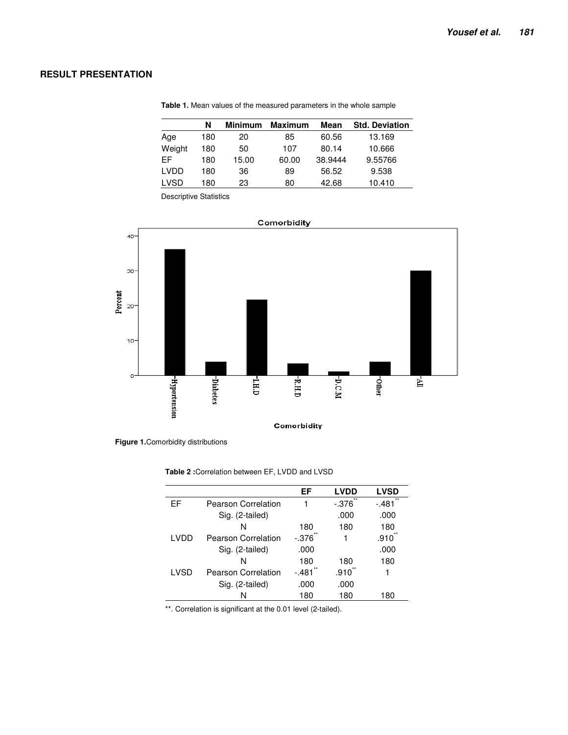## RESULT PRESENTATION

**Table 1.** Mean values of the measured parameters in the whole sample

| | N | Minimum | Maximum | Mean | Std. Deviation |
|---|---|---|---|---|---|
| Age | 180 | 20 | 85 | 60.56 | 13.169 |
| Weight | 180 | 50 | 107 | 80.14 | 10.666 |
| EF | 180 | 15.00 | 60.00 | 38.9444 | 9.55766 |
| LVDD | 180 | 36 | 89 | 56.52 | 9.538 |
| LVSD | 180 | 23 | 80 | 42.68 | 10.410 |

Descriptive Statistics

**Figure 1.** Comorbidity distributions

**Table 2 :** Correlation between EF, LVDD and LVSD

| | | EF | LVDD | LVSD |
|---|---|---|---|---|
| EF | Pearson Correlation | 1 | -.376** | -.481** |
| | Sig. (2-tailed) | | .000 | .000 |
| | N | 180 | 180 | 180 |
| LVDD | Pearson Correlation | -.376** | 1 | .910** |
| | Sig. (2-tailed) | .000 | | .000 |
| | N | 180 | 180 | 180 |
| LVSD | Pearson Correlation | -.481** | .910** | 1 |
| | Sig. (2-tailed) | .000 | .000 | |
| | N | 180 | 180 | 180 |

**. Correlation is significant at the 0.01 level (2-tailed).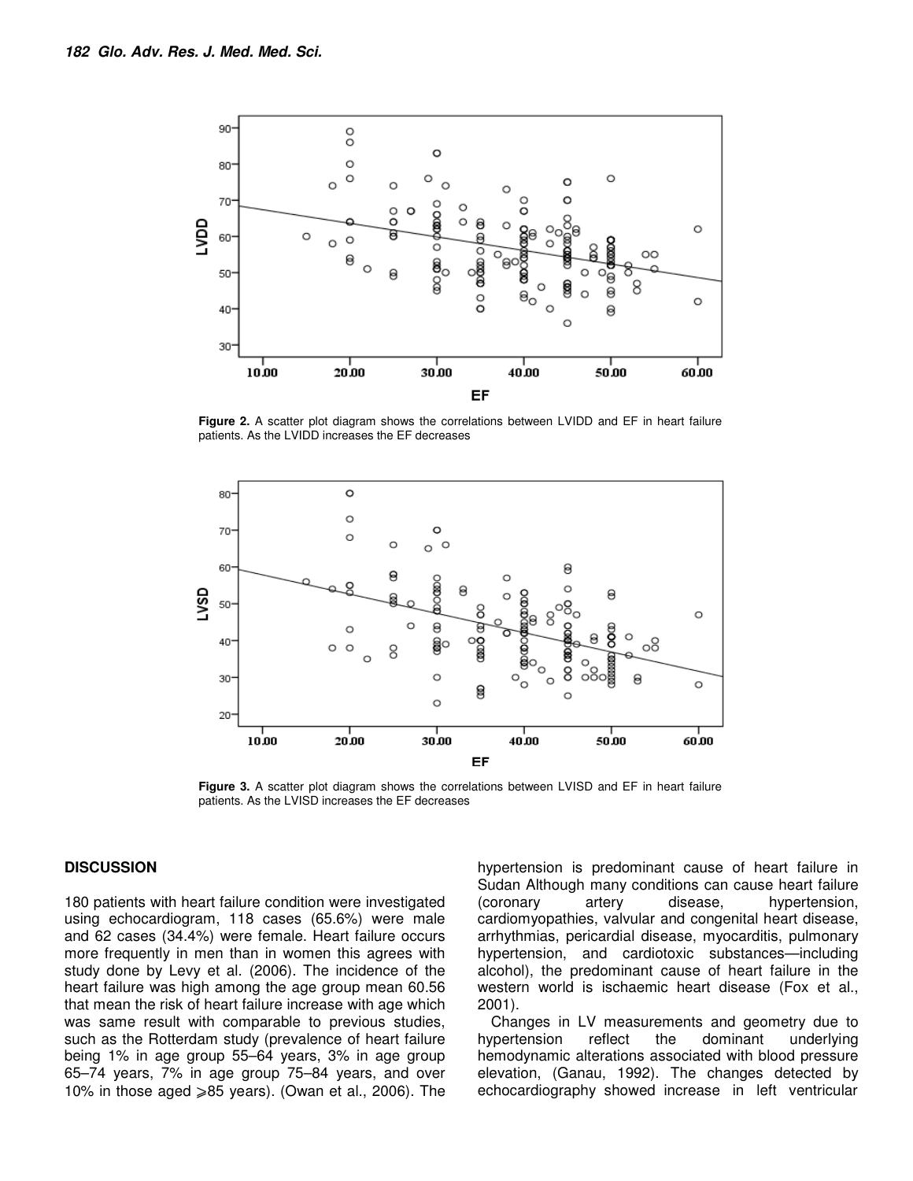**Figure 2.** A scatter plot diagram shows the correlations between LVIDD and EF in heart failure patients. As the LVIDD increases the EF decreases

**Figure 3.** A scatter plot diagram shows the correlations between LVISD and EF in heart failure patients. As the LVISD increases the EF decreases

## DISCUSSION

180 patients with heart failure condition were investigated using echocardiogram, 118 cases (65.6%) were male and 62 cases (34.4%) were female. Heart failure occurs more frequently in men than in women this agrees with study done by Levy et al. (2006). The incidence of the heart failure was high among the age group mean 60.56 that mean the risk of heart failure increase with age which was same result with comparable to previous studies, such as the Rotterdam study (prevalence of heart failure being 1% in age group 55–64 years, 3% in age group 65–74 years, 7% in age group 75–84 years, and over 10% in those aged ⩾85 years). (Owan et al., 2006). The hypertension is predominant cause of heart failure in Sudan Although many conditions can cause heart failure (coronary artery disease, hypertension, cardiomyopathies, valvular and congenital heart disease, arrhythmias, pericardial disease, myocarditis, pulmonary hypertension, and cardiotoxic substances—including alcohol), the predominant cause of heart failure in the western world is ischaemic heart disease (Fox et al., 2001).

Changes in LV measurements and geometry due to hypertension reflect the dominant underlying hemodynamic alterations associated with blood pressure elevation, (Ganau, 1992). The changes detected by echocardiography showed increase in left ventricular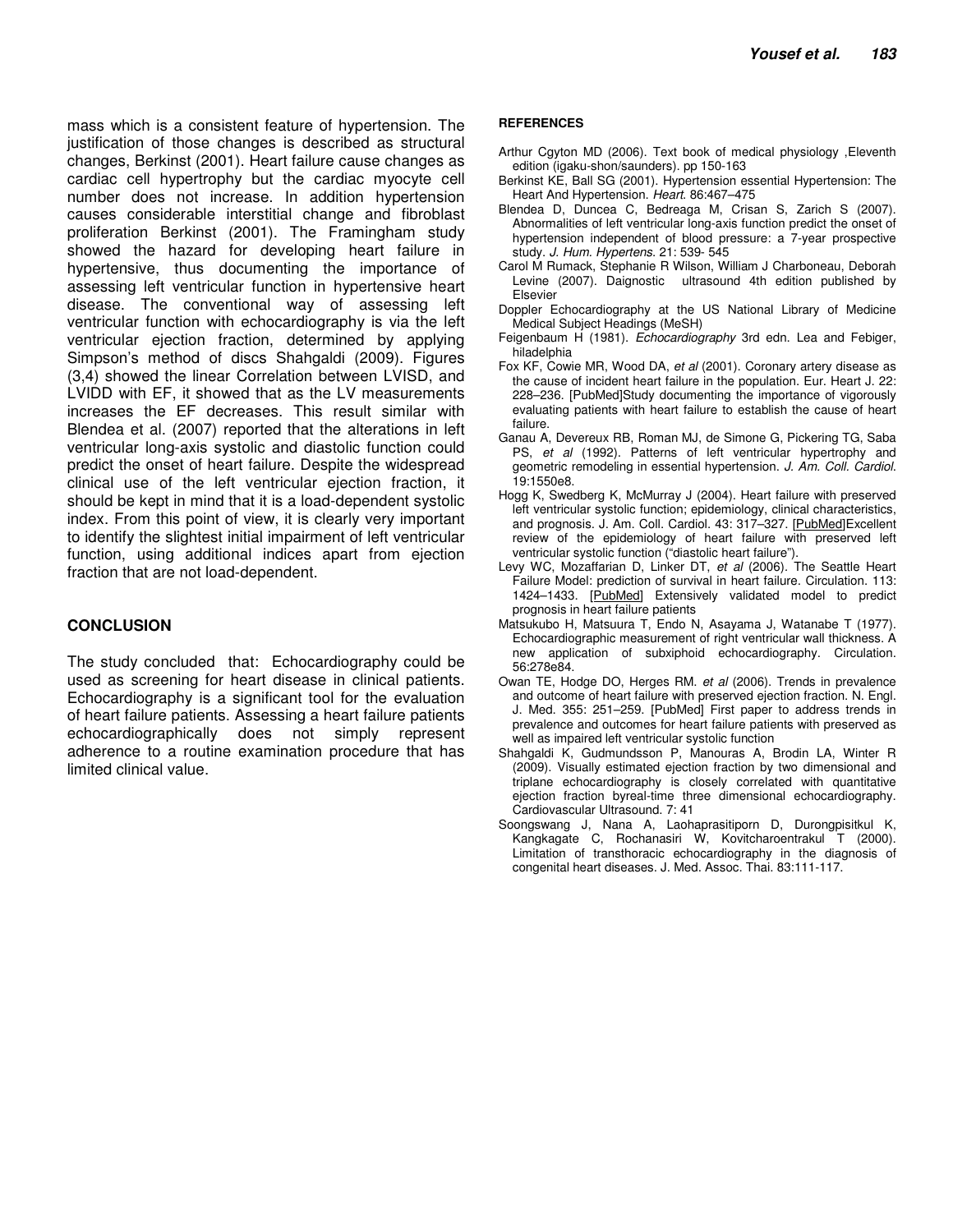mass which is a consistent feature of hypertension. The justification of those changes is described as structural changes, Berkinst (2001). Heart failure cause changes as cardiac cell hypertrophy but the cardiac myocyte cell number does not increase. In addition hypertension causes considerable interstitial change and fibroblast proliferation Berkinst (2001). The Framingham study showed the hazard for developing heart failure in hypertensive, thus documenting the importance of assessing left ventricular function in hypertensive heart disease. The conventional way of assessing left ventricular function with echocardiography is via the left ventricular ejection fraction, determined by applying Simpson's method of discs Shahgaldi (2009). Figures (3,4) showed the linear Correlation between LVISD, and LVIDD with EF, it showed that as the LV measurements increases the EF decreases. This result similar with Blendea et al. (2007) reported that the alterations in left ventricular long-axis systolic and diastolic function could predict the onset of heart failure. Despite the widespread clinical use of the left ventricular ejection fraction, it should be kept in mind that it is a load-dependent systolic index. From this point of view, it is clearly very important to identify the slightest initial impairment of left ventricular function, using additional indices apart from ejection fraction that are not load-dependent.

## CONCLUSION

The study concluded that: Echocardiography could be used as screening for heart disease in clinical patients. Echocardiography is a significant tool for the evaluation of heart failure patients. Assessing a heart failure patients echocardiographically does not simply represent adherence to a routine examination procedure that has limited clinical value.

## REFERENCES

Arthur Cgyton MD (2006). Text book of medical physiology ,Eleventh edition (igaku-shon/saunders). pp 150-163

Berkinst KE, Ball SG (2001). Hypertension essential Hypertension: The Heart And Hypertension. *Heart*. 86:467–475

Blendea D, Duncea C, Bedreaga M, Crisan S, Zarich S (2007). Abnormalities of left ventricular long-axis function predict the onset of hypertension independent of blood pressure: a 7-year prospective study. *J. Hum. Hypertens*. 21: 539- 545

Carol M Rumack, Stephanie R Wilson, William J Charboneau, Deborah Levine (2007). Daignostic ultrasound 4th edition published by Elsevier

Doppler Echocardiography at the US National Library of Medicine Medical Subject Headings (MeSH)

Feigenbaum H (1981). *Echocardiography* 3rd edn. Lea and Febiger, hiladelphia

Fox KF, Cowie MR, Wood DA, *et al* (2001). Coronary artery disease as the cause of incident heart failure in the population. Eur. Heart J. 22: 228–236. [PubMed]Study documenting the importance of vigorously evaluating patients with heart failure to establish the cause of heart failure.

Ganau A, Devereux RB, Roman MJ, de Simone G, Pickering TG, Saba PS, *et al* (1992). Patterns of left ventricular hypertrophy and geometric remodeling in essential hypertension. *J. Am. Coll. Cardiol.* 19:1550e8.

Hogg K, Swedberg K, McMurray J (2004). Heart failure with preserved left ventricular systolic function; epidemiology, clinical characteristics, and prognosis. J. Am. Coll. Cardiol. 43: 317–327. [PubMed]Excellent review of the epidemiology of heart failure with preserved left ventricular systolic function ("diastolic heart failure").

Levy WC, Mozaffarian D, Linker DT, *et al* (2006). The Seattle Heart Failure Model: prediction of survival in heart failure. Circulation. 113: 1424–1433. [PubMed] Extensively validated model to predict prognosis in heart failure patients

Matsukubo H, Matsuura T, Endo N, Asayama J, Watanabe T (1977). Echocardiographic measurement of right ventricular wall thickness. A new application of subxiphoid echocardiography. Circulation. 56:278e84.

Owan TE, Hodge DO, Herges RM. *et al* (2006). Trends in prevalence and outcome of heart failure with preserved ejection fraction. N. Engl. J. Med. 355: 251–259. [PubMed] First paper to address trends in prevalence and outcomes for heart failure patients with preserved as well as impaired left ventricular systolic function

Shahgaldi K, Gudmundsson P, Manouras A, Brodin LA, Winter R (2009). Visually estimated ejection fraction by two dimensional and triplane echocardiography is closely correlated with quantitative ejection fraction byreal-time three dimensional echocardiography. Cardiovascular Ultrasound. 7: 41

Soongswang J, Nana A, Laohaprasitiporn D, Durongpisitkul K, Kangkagate C, Rochanasiri W, Kovitcharoentrakul T (2000). Limitation of transthoracic echocardiography in the diagnosis of congenital heart diseases. J. Med. Assoc. Thai. 83:111-117.